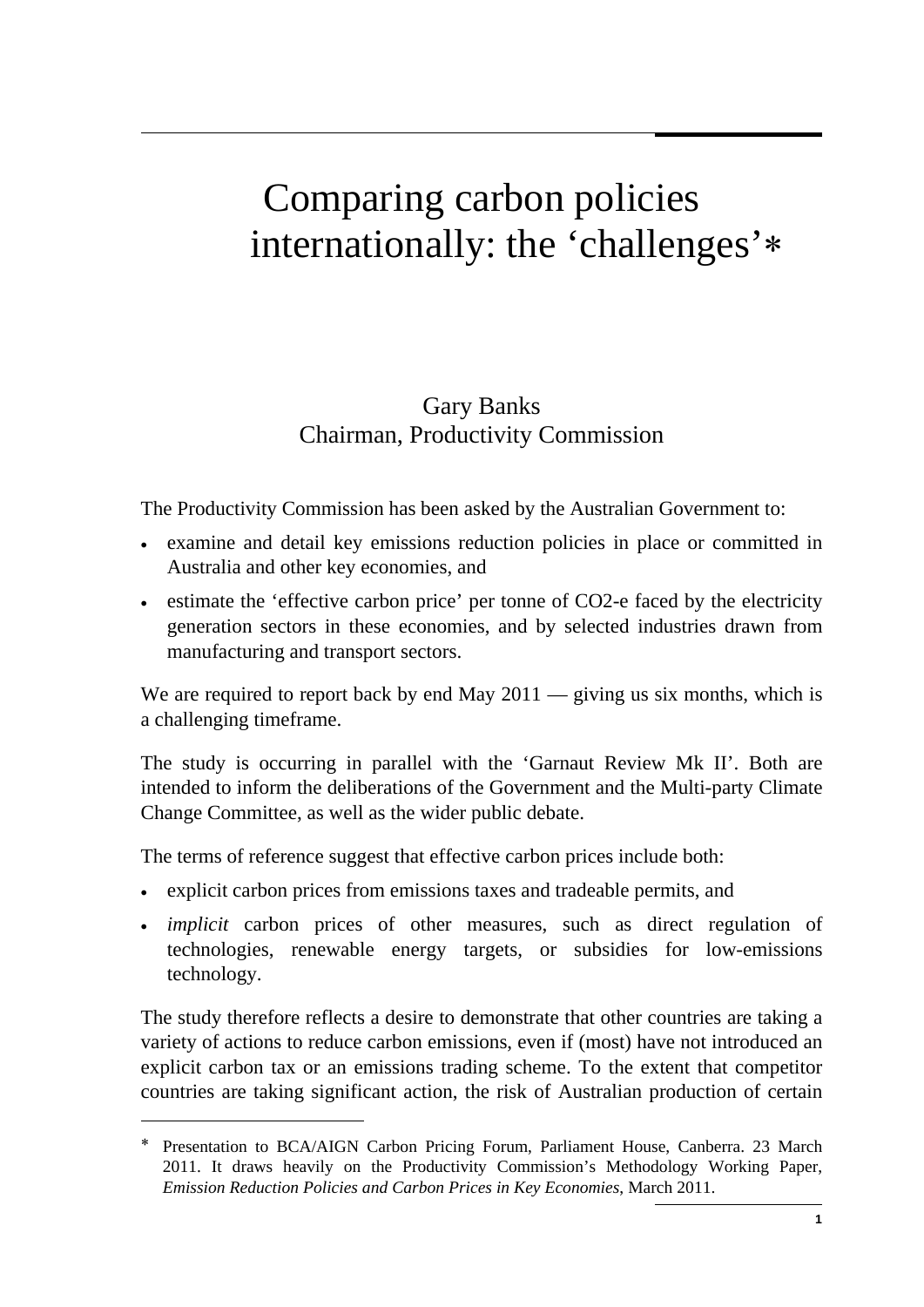# Comparing carbon policies internationally: the 'challenges'*

Gary Banks
Chairman, Productivity Commission

The Productivity Commission has been asked by the Australian Government to:

- examine and detail key emissions reduction policies in place or committed in Australia and other key economies, and
- estimate the 'effective carbon price' per tonne of CO2-e faced by the electricity generation sectors in these economies, and by selected industries drawn from manufacturing and transport sectors.

We are required to report back by end May 2011 — giving us six months, which is a challenging timeframe.

The study is occurring in parallel with the 'Garnaut Review Mk II'. Both are intended to inform the deliberations of the Government and the Multi-party Climate Change Committee, as well as the wider public debate.

The terms of reference suggest that effective carbon prices include both:

- explicit carbon prices from emissions taxes and tradeable permits, and
- *implicit* carbon prices of other measures, such as direct regulation of technologies, renewable energy targets, or subsidies for low-emissions technology.

The study therefore reflects a desire to demonstrate that other countries are taking a variety of actions to reduce carbon emissions, even if (most) have not introduced an explicit carbon tax or an emissions trading scheme. To the extent that competitor countries are taking significant action, the risk of Australian production of certain

---

* Presentation to BCA/AIGN Carbon Pricing Forum, Parliament House, Canberra. 23 March 2011. It draws heavily on the Productivity Commission's Methodology Working Paper, *Emission Reduction Policies and Carbon Prices in Key Economies*, March 2011.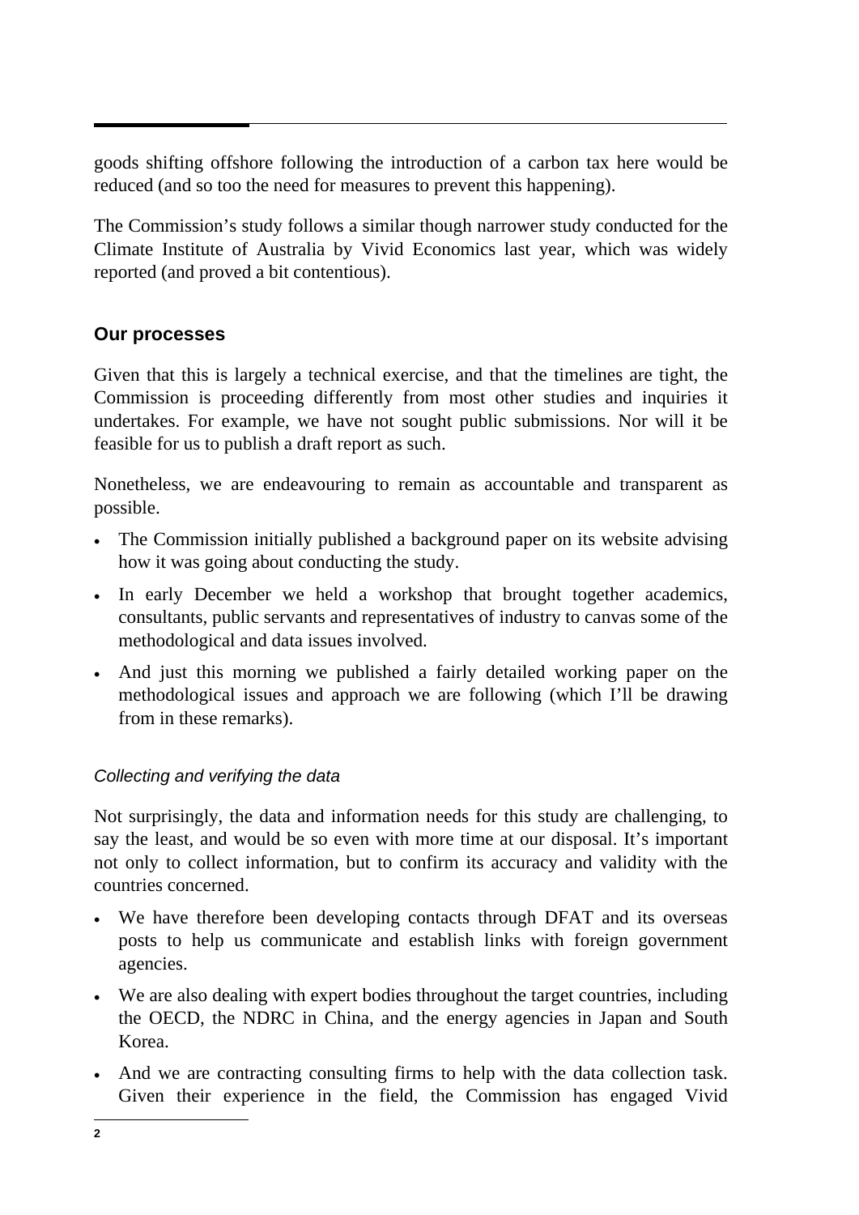goods shifting offshore following the introduction of a carbon tax here would be reduced (and so too the need for measures to prevent this happening).

The Commission's study follows a similar though narrower study conducted for the Climate Institute of Australia by Vivid Economics last year, which was widely reported (and proved a bit contentious).

## Our processes

Given that this is largely a technical exercise, and that the timelines are tight, the Commission is proceeding differently from most other studies and inquiries it undertakes. For example, we have not sought public submissions. Nor will it be feasible for us to publish a draft report as such.

Nonetheless, we are endeavouring to remain as accountable and transparent as possible.

- The Commission initially published a background paper on its website advising how it was going about conducting the study.
- In early December we held a workshop that brought together academics, consultants, public servants and representatives of industry to canvas some of the methodological and data issues involved.
- And just this morning we published a fairly detailed working paper on the methodological issues and approach we are following (which I'll be drawing from in these remarks).

### *Collecting and verifying the data*

Not surprisingly, the data and information needs for this study are challenging, to say the least, and would be so even with more time at our disposal. It's important not only to collect information, but to confirm its accuracy and validity with the countries concerned.

- We have therefore been developing contacts through DFAT and its overseas posts to help us communicate and establish links with foreign government agencies.
- We are also dealing with expert bodies throughout the target countries, including the OECD, the NDRC in China, and the energy agencies in Japan and South Korea.
- And we are contracting consulting firms to help with the data collection task. Given their experience in the field, the Commission has engaged Vivid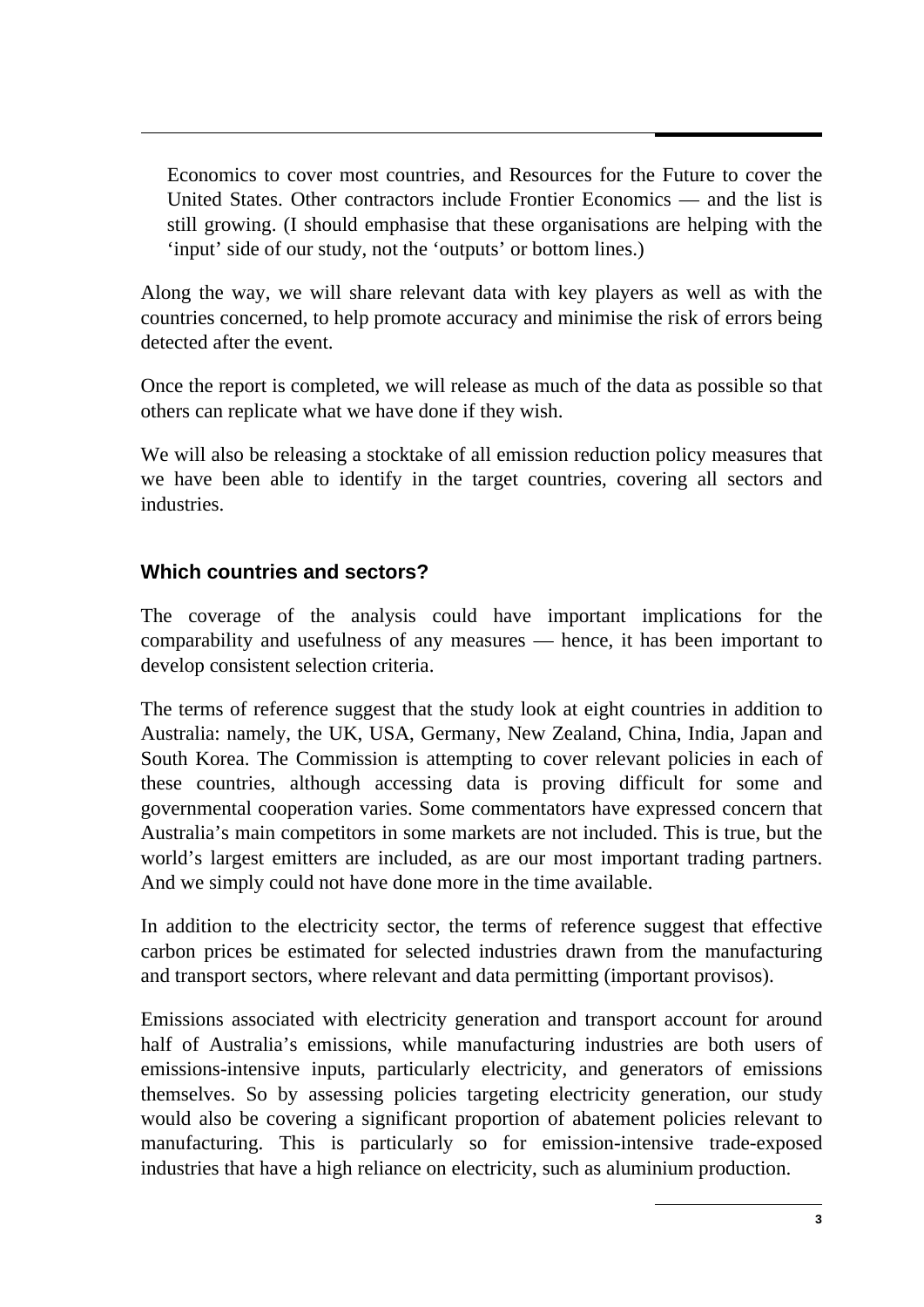Economics to cover most countries, and Resources for the Future to cover the United States. Other contractors include Frontier Economics — and the list is still growing. (I should emphasise that these organisations are helping with the 'input' side of our study, not the 'outputs' or bottom lines.)

Along the way, we will share relevant data with key players as well as with the countries concerned, to help promote accuracy and minimise the risk of errors being detected after the event.

Once the report is completed, we will release as much of the data as possible so that others can replicate what we have done if they wish.

We will also be releasing a stocktake of all emission reduction policy measures that we have been able to identify in the target countries, covering all sectors and industries.

## Which countries and sectors?

The coverage of the analysis could have important implications for the comparability and usefulness of any measures — hence, it has been important to develop consistent selection criteria.

The terms of reference suggest that the study look at eight countries in addition to Australia: namely, the UK, USA, Germany, New Zealand, China, India, Japan and South Korea. The Commission is attempting to cover relevant policies in each of these countries, although accessing data is proving difficult for some and governmental cooperation varies. Some commentators have expressed concern that Australia's main competitors in some markets are not included. This is true, but the world's largest emitters are included, as are our most important trading partners. And we simply could not have done more in the time available.

In addition to the electricity sector, the terms of reference suggest that effective carbon prices be estimated for selected industries drawn from the manufacturing and transport sectors, where relevant and data permitting (important provisos).

Emissions associated with electricity generation and transport account for around half of Australia's emissions, while manufacturing industries are both users of emissions-intensive inputs, particularly electricity, and generators of emissions themselves. So by assessing policies targeting electricity generation, our study would also be covering a significant proportion of abatement policies relevant to manufacturing. This is particularly so for emission-intensive trade-exposed industries that have a high reliance on electricity, such as aluminium production.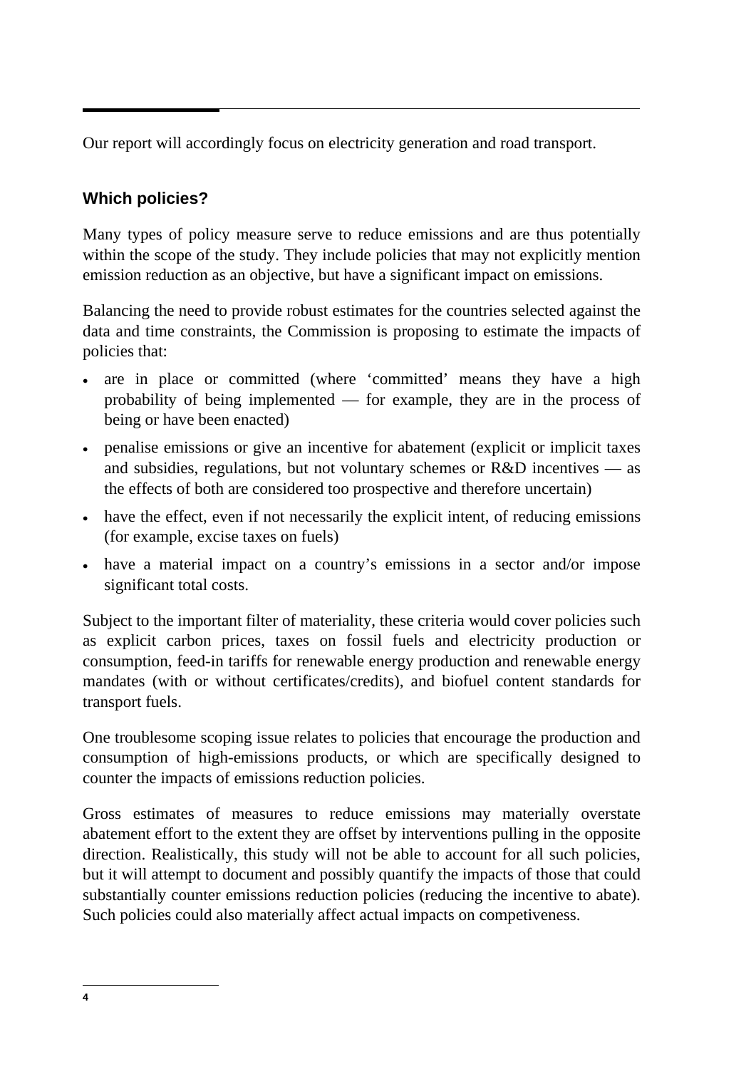Our report will accordingly focus on electricity generation and road transport.

### Which policies?

Many types of policy measure serve to reduce emissions and are thus potentially within the scope of the study. They include policies that may not explicitly mention emission reduction as an objective, but have a significant impact on emissions.

Balancing the need to provide robust estimates for the countries selected against the data and time constraints, the Commission is proposing to estimate the impacts of policies that:

- are in place or committed (where 'committed' means they have a high probability of being implemented — for example, they are in the process of being or have been enacted)
- penalise emissions or give an incentive for abatement (explicit or implicit taxes and subsidies, regulations, but not voluntary schemes or R&D incentives — as the effects of both are considered too prospective and therefore uncertain)
- have the effect, even if not necessarily the explicit intent, of reducing emissions (for example, excise taxes on fuels)
- have a material impact on a country's emissions in a sector and/or impose significant total costs.

Subject to the important filter of materiality, these criteria would cover policies such as explicit carbon prices, taxes on fossil fuels and electricity production or consumption, feed-in tariffs for renewable energy production and renewable energy mandates (with or without certificates/credits), and biofuel content standards for transport fuels.

One troublesome scoping issue relates to policies that encourage the production and consumption of high-emissions products, or which are specifically designed to counter the impacts of emissions reduction policies.

Gross estimates of measures to reduce emissions may materially overstate abatement effort to the extent they are offset by interventions pulling in the opposite direction. Realistically, this study will not be able to account for all such policies, but it will attempt to document and possibly quantify the impacts of those that could substantially counter emissions reduction policies (reducing the incentive to abate). Such policies could also materially affect actual impacts on competiveness.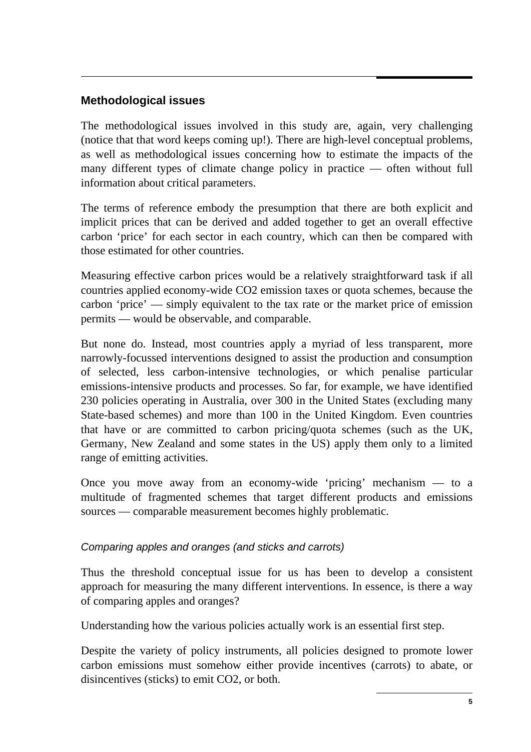## Methodological issues

The methodological issues involved in this study are, again, very challenging (notice that that word keeps coming up!). There are high-level conceptual problems, as well as methodological issues concerning how to estimate the impacts of the many different types of climate change policy in practice — often without full information about critical parameters.

The terms of reference embody the presumption that there are both explicit and implicit prices that can be derived and added together to get an overall effective carbon 'price' for each sector in each country, which can then be compared with those estimated for other countries.

Measuring effective carbon prices would be a relatively straightforward task if all countries applied economy-wide $CO_2$ emission taxes or quota schemes, because the carbon 'price' — simply equivalent to the tax rate or the market price of emission permits — would be observable, and comparable.

But none do. Instead, most countries apply a myriad of less transparent, more narrowly-focussed interventions designed to assist the production and consumption of selected, less carbon-intensive technologies, or which penalise particular emissions-intensive products and processes. So far, for example, we have identified 230 policies operating in Australia, over 300 in the United States (excluding many State-based schemes) and more than 100 in the United Kingdom. Even countries that have or are committed to carbon pricing/quota schemes (such as the UK, Germany, New Zealand and some states in the US) apply them only to a limited range of emitting activities.

Once you move away from an economy-wide 'pricing' mechanism — to a multitude of fragmented schemes that target different products and emissions sources — comparable measurement becomes highly problematic.

### *Comparing apples and oranges (and sticks and carrots)*

Thus the threshold conceptual issue for us has been to develop a consistent approach for measuring the many different interventions. In essence, is there a way of comparing apples and oranges?

Understanding how the various policies actually work is an essential first step.

Despite the variety of policy instruments, all policies designed to promote lower carbon emissions must somehow either provide incentives (carrots) to abate, or disincentives (sticks) to emit $CO_2$, or both.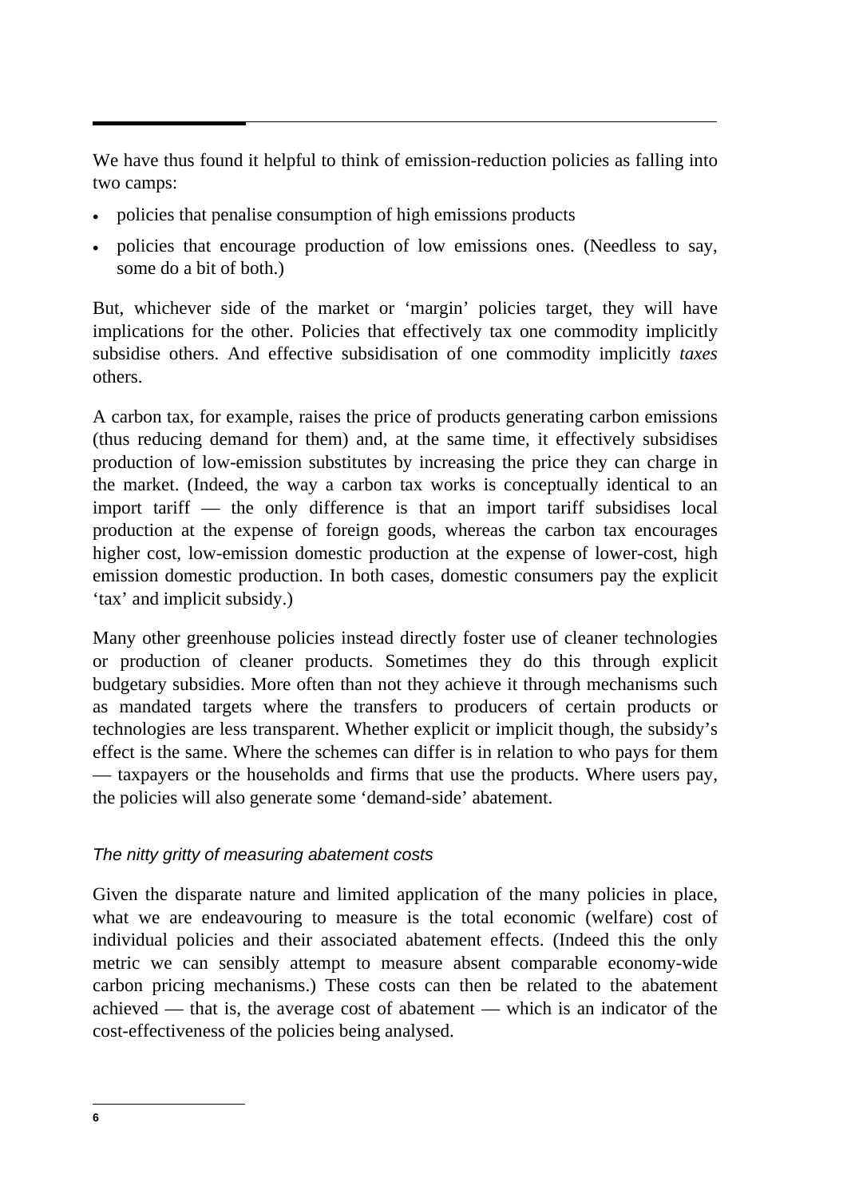We have thus found it helpful to think of emission-reduction policies as falling into two camps:

- policies that penalise consumption of high emissions products
- policies that encourage production of low emissions ones. (Needless to say, some do a bit of both.)

But, whichever side of the market or 'margin' policies target, they will have implications for the other. Policies that effectively tax one commodity implicitly subsidise others. And effective subsidisation of one commodity implicitly *taxes* others.

A carbon tax, for example, raises the price of products generating carbon emissions (thus reducing demand for them) and, at the same time, it effectively subsidises production of low-emission substitutes by increasing the price they can charge in the market. (Indeed, the way a carbon tax works is conceptually identical to an import tariff — the only difference is that an import tariff subsidises local production at the expense of foreign goods, whereas the carbon tax encourages higher cost, low-emission domestic production at the expense of lower-cost, high emission domestic production. In both cases, domestic consumers pay the explicit 'tax' and implicit subsidy.)

Many other greenhouse policies instead directly foster use of cleaner technologies or production of cleaner products. Sometimes they do this through explicit budgetary subsidies. More often than not they achieve it through mechanisms such as mandated targets where the transfers to producers of certain products or technologies are less transparent. Whether explicit or implicit though, the subsidy's effect is the same. Where the schemes can differ is in relation to who pays for them — taxpayers or the households and firms that use the products. Where users pay, the policies will also generate some 'demand-side' abatement.

### *The nitty gritty of measuring abatement costs*

Given the disparate nature and limited application of the many policies in place, what we are endeavouring to measure is the total economic (welfare) cost of individual policies and their associated abatement effects. (Indeed this the only metric we can sensibly attempt to measure absent comparable economy-wide carbon pricing mechanisms.) These costs can then be related to the abatement achieved — that is, the average cost of abatement — which is an indicator of the cost-effectiveness of the policies being analysed.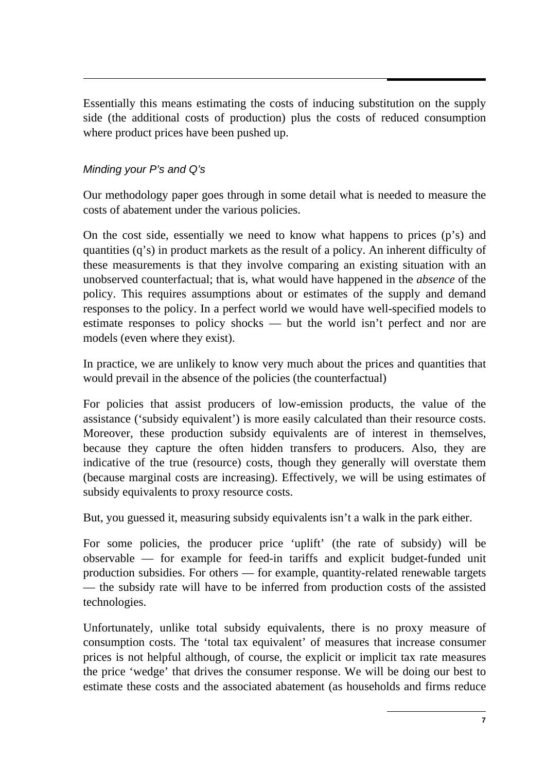Essentially this means estimating the costs of inducing substitution on the supply side (the additional costs of production) plus the costs of reduced consumption where product prices have been pushed up.

### *Minding your P's and Q's*

Our methodology paper goes through in some detail what is needed to measure the costs of abatement under the various policies.

On the cost side, essentially we need to know what happens to prices (p's) and quantities (q's) in product markets as the result of a policy. An inherent difficulty of these measurements is that they involve comparing an existing situation with an unobserved counterfactual; that is, what would have happened in the *absence* of the policy. This requires assumptions about or estimates of the supply and demand responses to the policy. In a perfect world we would have well-specified models to estimate responses to policy shocks — but the world isn't perfect and nor are models (even where they exist).

In practice, we are unlikely to know very much about the prices and quantities that would prevail in the absence of the policies (the counterfactual)

For policies that assist producers of low-emission products, the value of the assistance ('subsidy equivalent') is more easily calculated than their resource costs. Moreover, these production subsidy equivalents are of interest in themselves, because they capture the often hidden transfers to producers. Also, they are indicative of the true (resource) costs, though they generally will overstate them (because marginal costs are increasing). Effectively, we will be using estimates of subsidy equivalents to proxy resource costs.

But, you guessed it, measuring subsidy equivalents isn't a walk in the park either.

For some policies, the producer price 'uplift' (the rate of subsidy) will be observable — for example for feed-in tariffs and explicit budget-funded unit production subsidies. For others — for example, quantity-related renewable targets — the subsidy rate will have to be inferred from production costs of the assisted technologies.

Unfortunately, unlike total subsidy equivalents, there is no proxy measure of consumption costs. The 'total tax equivalent' of measures that increase consumer prices is not helpful although, of course, the explicit or implicit tax rate measures the price 'wedge' that drives the consumer response. We will be doing our best to estimate these costs and the associated abatement (as households and firms reduce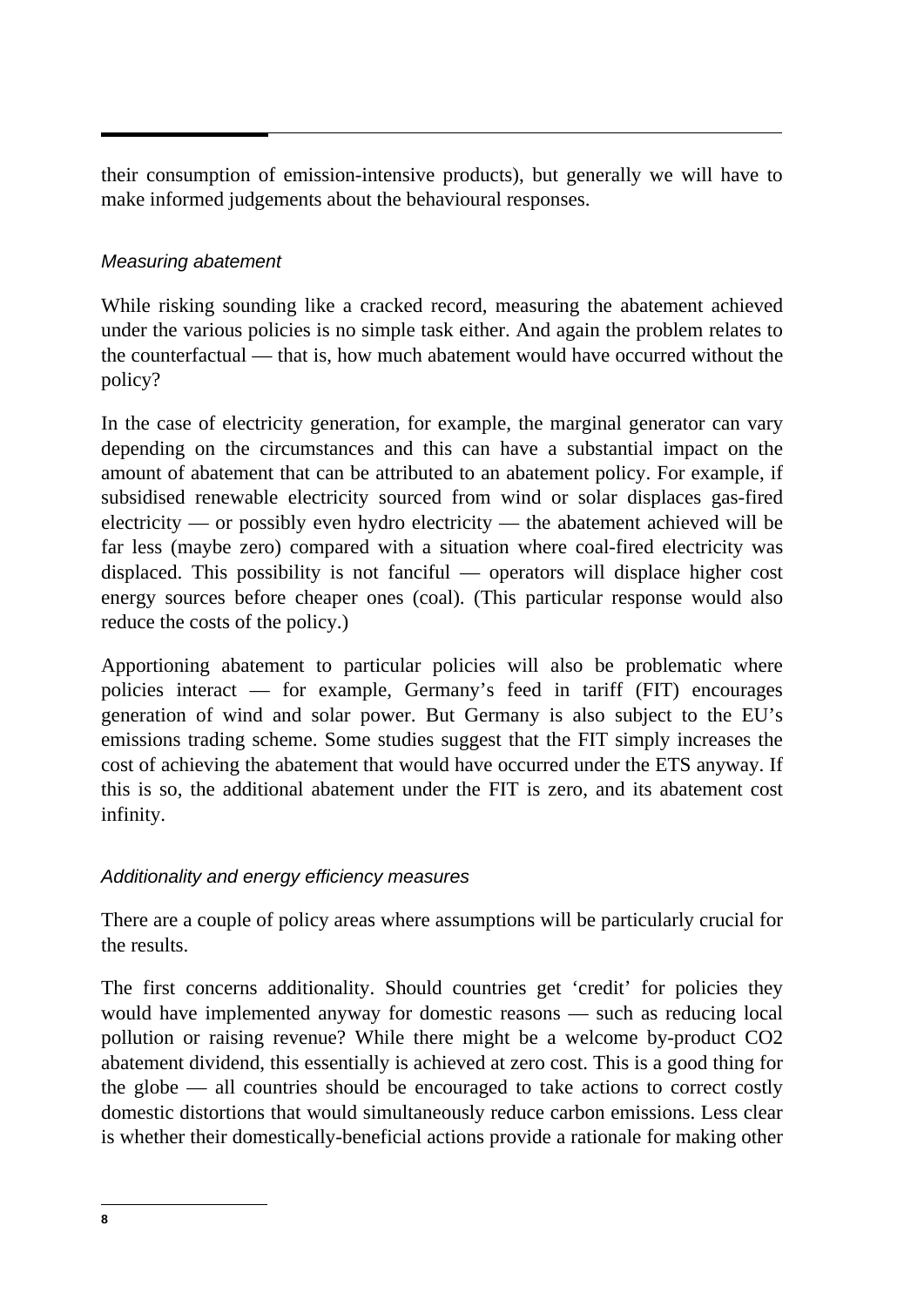their consumption of emission-intensive products), but generally we will have to make informed judgements about the behavioural responses.

### *Measuring abatement*

While risking sounding like a cracked record, measuring the abatement achieved under the various policies is no simple task either. And again the problem relates to the counterfactual — that is, how much abatement would have occurred without the policy?

In the case of electricity generation, for example, the marginal generator can vary depending on the circumstances and this can have a substantial impact on the amount of abatement that can be attributed to an abatement policy. For example, if subsidised renewable electricity sourced from wind or solar displaces gas-fired electricity — or possibly even hydro electricity — the abatement achieved will be far less (maybe zero) compared with a situation where coal-fired electricity was displaced. This possibility is not fanciful — operators will displace higher cost energy sources before cheaper ones (coal). (This particular response would also reduce the costs of the policy.)

Apportioning abatement to particular policies will also be problematic where policies interact — for example, Germany's feed in tariff (FIT) encourages generation of wind and solar power. But Germany is also subject to the EU's emissions trading scheme. Some studies suggest that the FIT simply increases the cost of achieving the abatement that would have occurred under the ETS anyway. If this is so, the additional abatement under the FIT is zero, and its abatement cost infinity.

### *Additionality and energy efficiency measures*

There are a couple of policy areas where assumptions will be particularly crucial for the results.

The first concerns additionality. Should countries get 'credit' for policies they would have implemented anyway for domestic reasons — such as reducing local pollution or raising revenue? While there might be a welcome by-product $CO_2$ abatement dividend, this essentially is achieved at zero cost. This is a good thing for the globe — all countries should be encouraged to take actions to correct costly domestic distortions that would simultaneously reduce carbon emissions. Less clear is whether their domestically-beneficial actions provide a rationale for making other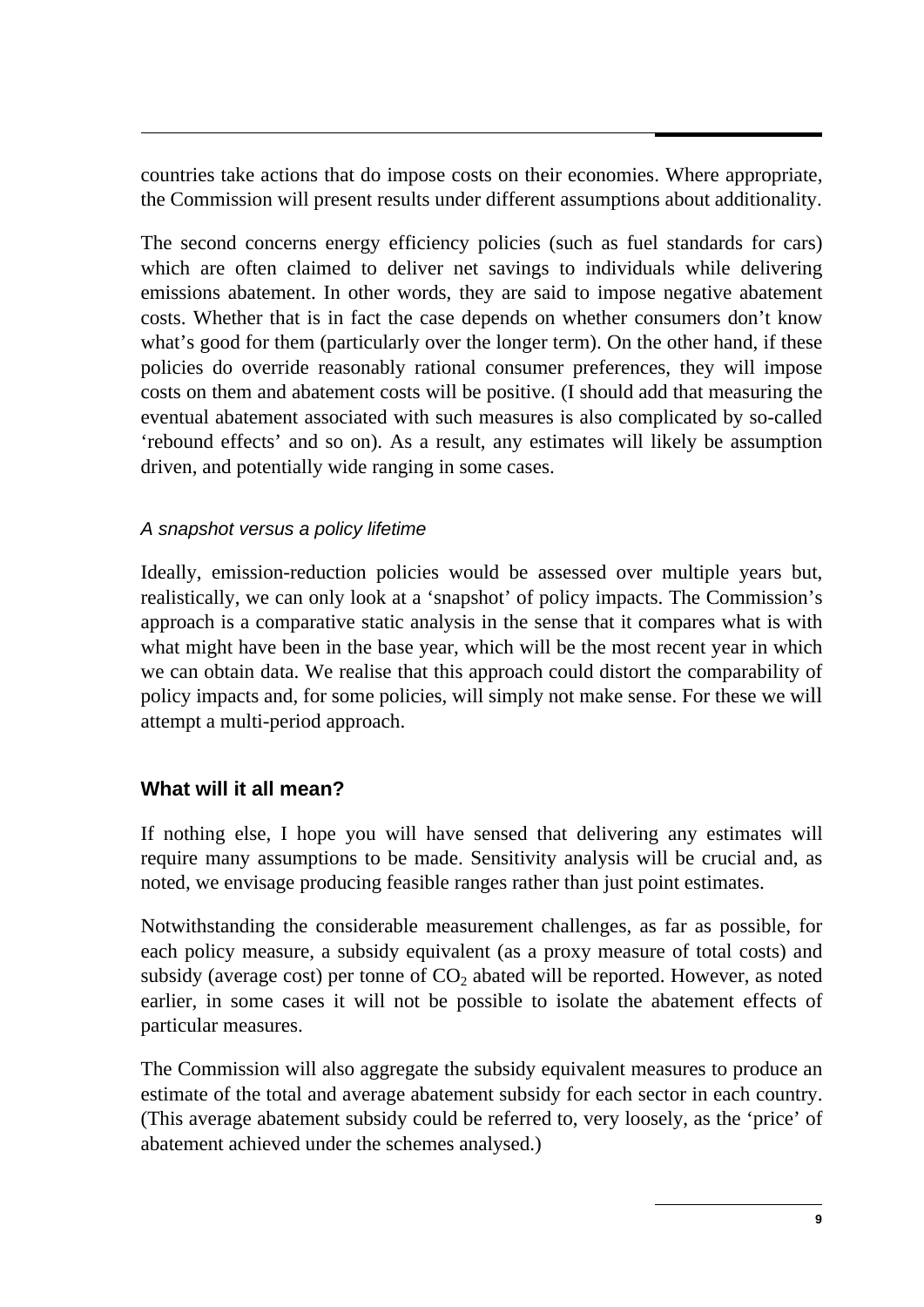countries take actions that do impose costs on their economies. Where appropriate, the Commission will present results under different assumptions about additionality.

The second concerns energy efficiency policies (such as fuel standards for cars) which are often claimed to deliver net savings to individuals while delivering emissions abatement. In other words, they are said to impose negative abatement costs. Whether that is in fact the case depends on whether consumers don't know what's good for them (particularly over the longer term). On the other hand, if these policies do override reasonably rational consumer preferences, they will impose costs on them and abatement costs will be positive. (I should add that measuring the eventual abatement associated with such measures is also complicated by so-called 'rebound effects' and so on). As a result, any estimates will likely be assumption driven, and potentially wide ranging in some cases.

*A snapshot versus a policy lifetime*

Ideally, emission-reduction policies would be assessed over multiple years but, realistically, we can only look at a 'snapshot' of policy impacts. The Commission's approach is a comparative static analysis in the sense that it compares what is with what might have been in the base year, which will be the most recent year in which we can obtain data. We realise that this approach could distort the comparability of policy impacts and, for some policies, will simply not make sense. For these we will attempt a multi-period approach.

## What will it all mean?

If nothing else, I hope you will have sensed that delivering any estimates will require many assumptions to be made. Sensitivity analysis will be crucial and, as noted, we envisage producing feasible ranges rather than just point estimates.

Notwithstanding the considerable measurement challenges, as far as possible, for each policy measure, a subsidy equivalent (as a proxy measure of total costs) and subsidy (average cost) per tonne of $CO_2$ abated will be reported. However, as noted earlier, in some cases it will not be possible to isolate the abatement effects of particular measures.

The Commission will also aggregate the subsidy equivalent measures to produce an estimate of the total and average abatement subsidy for each sector in each country. (This average abatement subsidy could be referred to, very loosely, as the 'price' of abatement achieved under the schemes analysed.)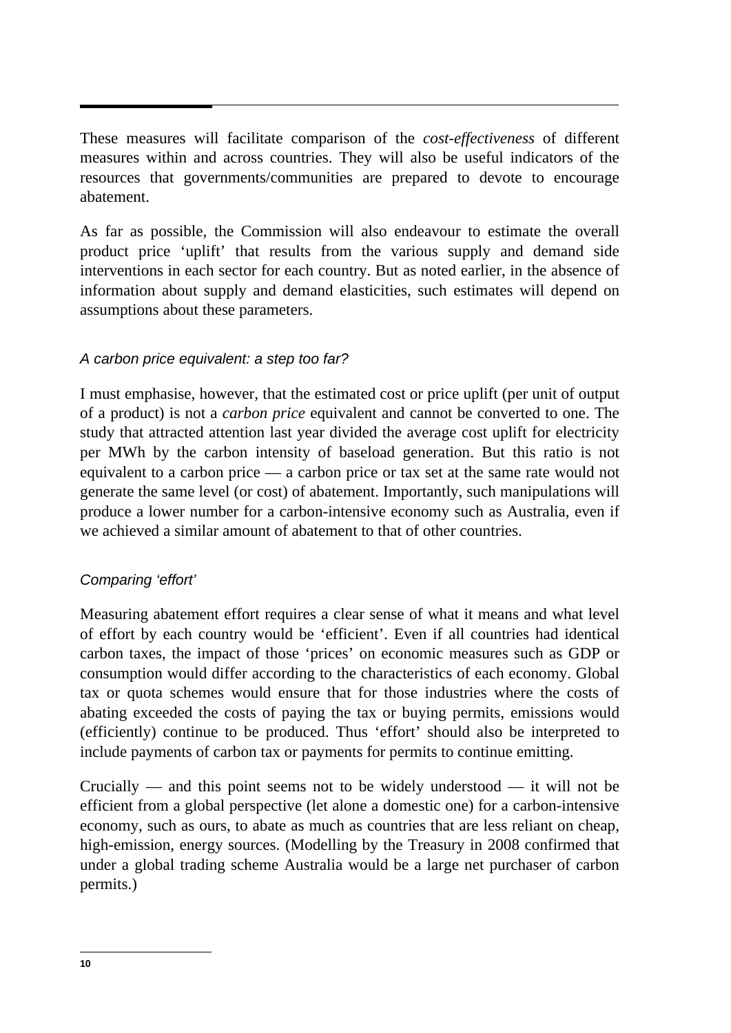These measures will facilitate comparison of the *cost-effectiveness* of different measures within and across countries. They will also be useful indicators of the resources that governments/communities are prepared to devote to encourage abatement.

As far as possible, the Commission will also endeavour to estimate the overall product price 'uplift' that results from the various supply and demand side interventions in each sector for each country. But as noted earlier, in the absence of information about supply and demand elasticities, such estimates will depend on assumptions about these parameters.

### *A carbon price equivalent: a step too far?*

I must emphasise, however, that the estimated cost or price uplift (per unit of output of a product) is not a *carbon price* equivalent and cannot be converted to one. The study that attracted attention last year divided the average cost uplift for electricity per MWh by the carbon intensity of baseload generation. But this ratio is not equivalent to a carbon price — a carbon price or tax set at the same rate would not generate the same level (or cost) of abatement. Importantly, such manipulations will produce a lower number for a carbon-intensive economy such as Australia, even if we achieved a similar amount of abatement to that of other countries.

### *Comparing 'effort'*

Measuring abatement effort requires a clear sense of what it means and what level of effort by each country would be 'efficient'. Even if all countries had identical carbon taxes, the impact of those 'prices' on economic measures such as GDP or consumption would differ according to the characteristics of each economy. Global tax or quota schemes would ensure that for those industries where the costs of abating exceeded the costs of paying the tax or buying permits, emissions would (efficiently) continue to be produced. Thus 'effort' should also be interpreted to include payments of carbon tax or payments for permits to continue emitting.

Crucially — and this point seems not to be widely understood — it will not be efficient from a global perspective (let alone a domestic one) for a carbon-intensive economy, such as ours, to abate as much as countries that are less reliant on cheap, high-emission, energy sources. (Modelling by the Treasury in 2008 confirmed that under a global trading scheme Australia would be a large net purchaser of carbon permits.)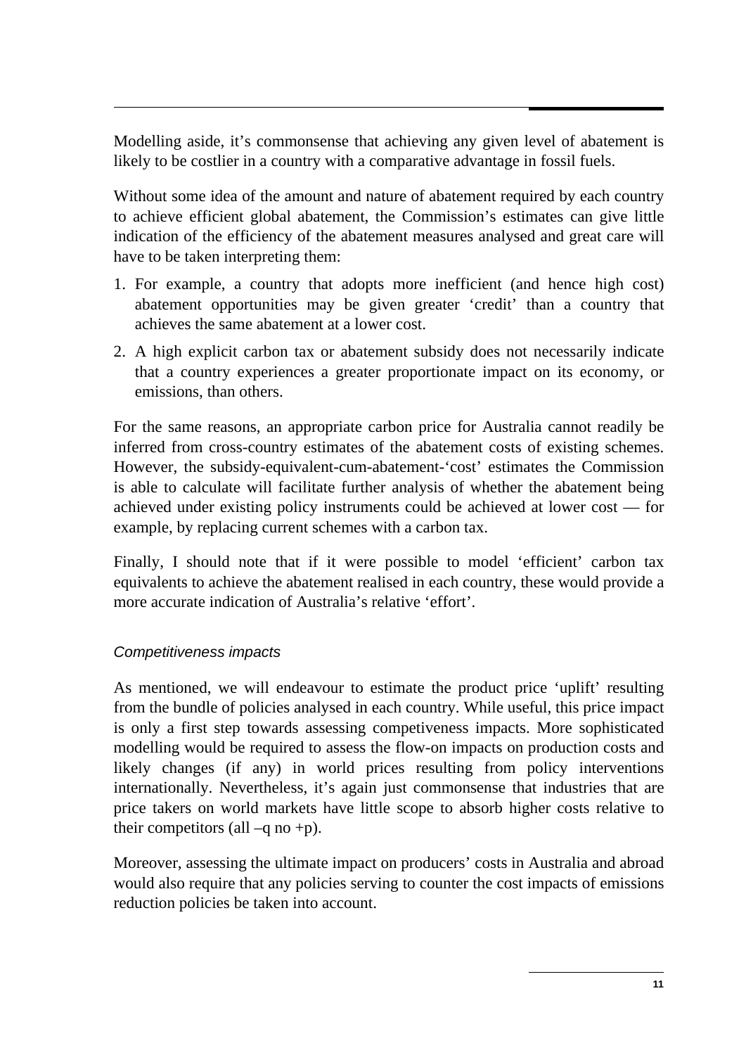Modelling aside, it’s commonsense that achieving any given level of abatement is likely to be costlier in a country with a comparative advantage in fossil fuels.

Without some idea of the amount and nature of abatement required by each country to achieve efficient global abatement, the Commission’s estimates can give little indication of the efficiency of the abatement measures analysed and great care will have to be taken interpreting them:

1. For example, a country that adopts more inefficient (and hence high cost) abatement opportunities may be given greater ‘credit’ than a country that achieves the same abatement at a lower cost.
2. A high explicit carbon tax or abatement subsidy does not necessarily indicate that a country experiences a greater proportionate impact on its economy, or emissions, than others.

For the same reasons, an appropriate carbon price for Australia cannot readily be inferred from cross-country estimates of the abatement costs of existing schemes. However, the subsidy-equivalent-cum-abatement-‘cost’ estimates the Commission is able to calculate will facilitate further analysis of whether the abatement being achieved under existing policy instruments could be achieved at lower cost — for example, by replacing current schemes with a carbon tax.

Finally, I should note that if it were possible to model ‘efficient’ carbon tax equivalents to achieve the abatement realised in each country, these would provide a more accurate indication of Australia’s relative ‘effort’.

### *Competitiveness impacts*

As mentioned, we will endeavour to estimate the product price ‘uplift’ resulting from the bundle of policies analysed in each country. While useful, this price impact is only a first step towards assessing competiveness impacts. More sophisticated modelling would be required to assess the flow-on impacts on production costs and likely changes (if any) in world prices resulting from policy interventions internationally. Nevertheless, it’s again just commonsense that industries that are price takers on world markets have little scope to absorb higher costs relative to their competitors (all –q no +p).

Moreover, assessing the ultimate impact on producers’ costs in Australia and abroad would also require that any policies serving to counter the cost impacts of emissions reduction policies be taken into account.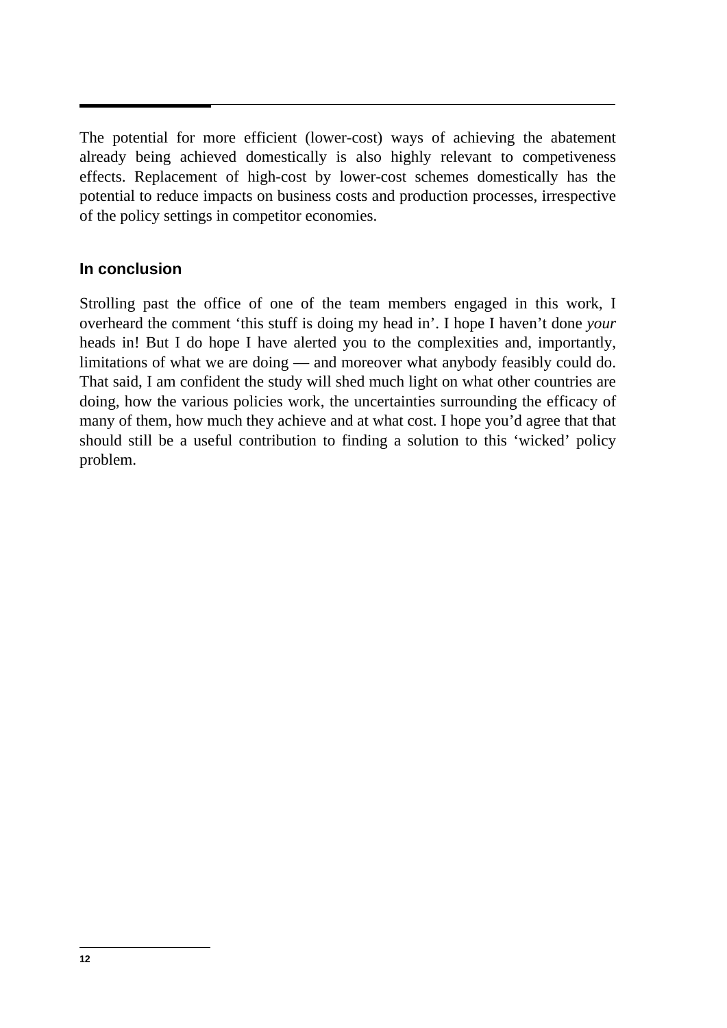The potential for more efficient (lower-cost) ways of achieving the abatement already being achieved domestically is also highly relevant to competiveness effects. Replacement of high-cost by lower-cost schemes domestically has the potential to reduce impacts on business costs and production processes, irrespective of the policy settings in competitor economies.

## In conclusion

Strolling past the office of one of the team members engaged in this work, I overheard the comment 'this stuff is doing my head in'. I hope I haven't done *your* heads in! But I do hope I have alerted you to the complexities and, importantly, limitations of what we are doing — and moreover what anybody feasibly could do. That said, I am confident the study will shed much light on what other countries are doing, how the various policies work, the uncertainties surrounding the efficacy of many of them, how much they achieve and at what cost. I hope you'd agree that that should still be a useful contribution to finding a solution to this 'wicked' policy problem.